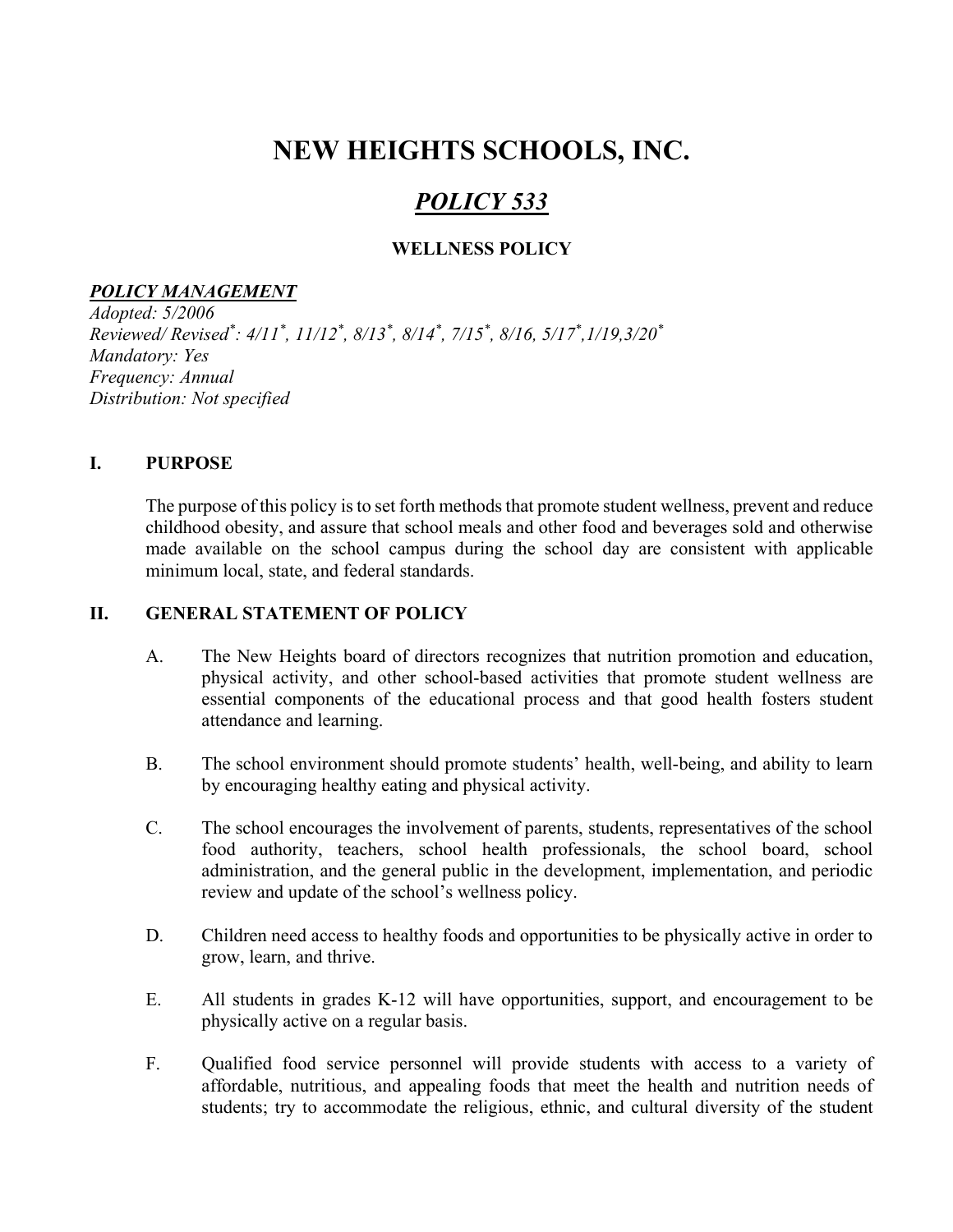# NEW HEIGHTS SCHOOLS, INC.

## *POLICY 533*

### WELLNESS POLICY

***POLICY MANAGEMENT***

*Adopted: 5/2006*
*Reviewed/ Revised*: 4/11*, 11/12*, 8/13*, 8/14*, 7/15*, 8/16, 5/17*,1/19,3/20**
*Mandatory: Yes*
*Frequency: Annual*
*Distribution: Not specified*

## I. PURPOSE

The purpose of this policy is to set forth methods that promote student wellness, prevent and reduce childhood obesity, and assure that school meals and other food and beverages sold and otherwise made available on the school campus during the school day are consistent with applicable minimum local, state, and federal standards.

## II. GENERAL STATEMENT OF POLICY

A. The New Heights board of directors recognizes that nutrition promotion and education, physical activity, and other school-based activities that promote student wellness are essential components of the educational process and that good health fosters student attendance and learning.

B. The school environment should promote students' health, well-being, and ability to learn by encouraging healthy eating and physical activity.

C. The school encourages the involvement of parents, students, representatives of the school food authority, teachers, school health professionals, the school board, school administration, and the general public in the development, implementation, and periodic review and update of the school's wellness policy.

D. Children need access to healthy foods and opportunities to be physically active in order to grow, learn, and thrive.

E. All students in grades K-12 will have opportunities, support, and encouragement to be physically active on a regular basis.

F. Qualified food service personnel will provide students with access to a variety of affordable, nutritious, and appealing foods that meet the health and nutrition needs of students; try to accommodate the religious, ethnic, and cultural diversity of the student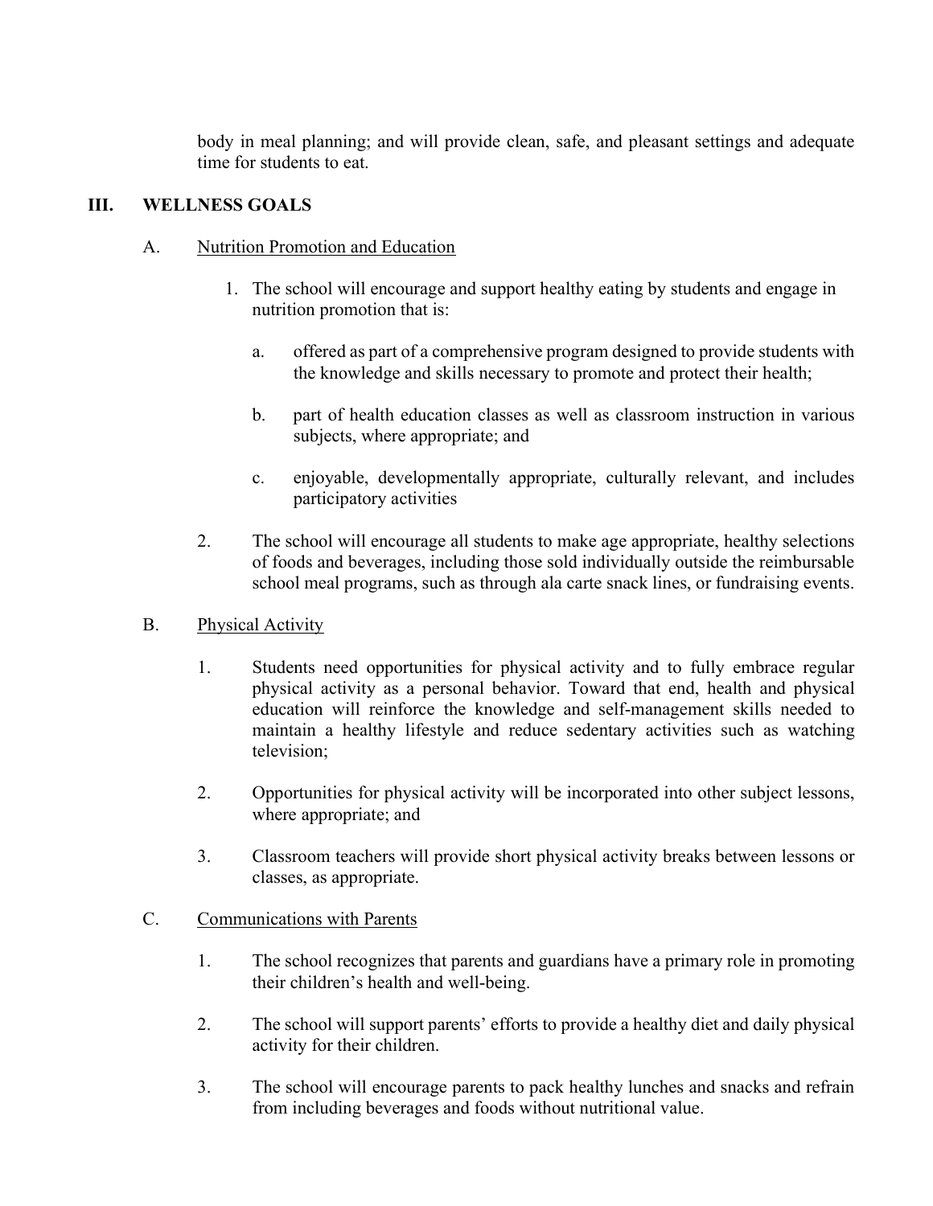body in meal planning; and will provide clean, safe, and pleasant settings and adequate time for students to eat.

## III. WELLNESS GOALS

### A. Nutrition Promotion and Education

1. The school will encourage and support healthy eating by students and engage in nutrition promotion that is:

   a. offered as part of a comprehensive program designed to provide students with the knowledge and skills necessary to promote and protect their health;

   b. part of health education classes as well as classroom instruction in various subjects, where appropriate; and

   c. enjoyable, developmentally appropriate, culturally relevant, and includes participatory activities

2. The school will encourage all students to make age appropriate, healthy selections of foods and beverages, including those sold individually outside the reimbursable school meal programs, such as through ala carte snack lines, or fundraising events.

### B. Physical Activity

1. Students need opportunities for physical activity and to fully embrace regular physical activity as a personal behavior. Toward that end, health and physical education will reinforce the knowledge and self-management skills needed to maintain a healthy lifestyle and reduce sedentary activities such as watching television;

2. Opportunities for physical activity will be incorporated into other subject lessons, where appropriate; and

3. Classroom teachers will provide short physical activity breaks between lessons or classes, as appropriate.

### C. Communications with Parents

1. The school recognizes that parents and guardians have a primary role in promoting their children's health and well-being.

2. The school will support parents' efforts to provide a healthy diet and daily physical activity for their children.

3. The school will encourage parents to pack healthy lunches and snacks and refrain from including beverages and foods without nutritional value.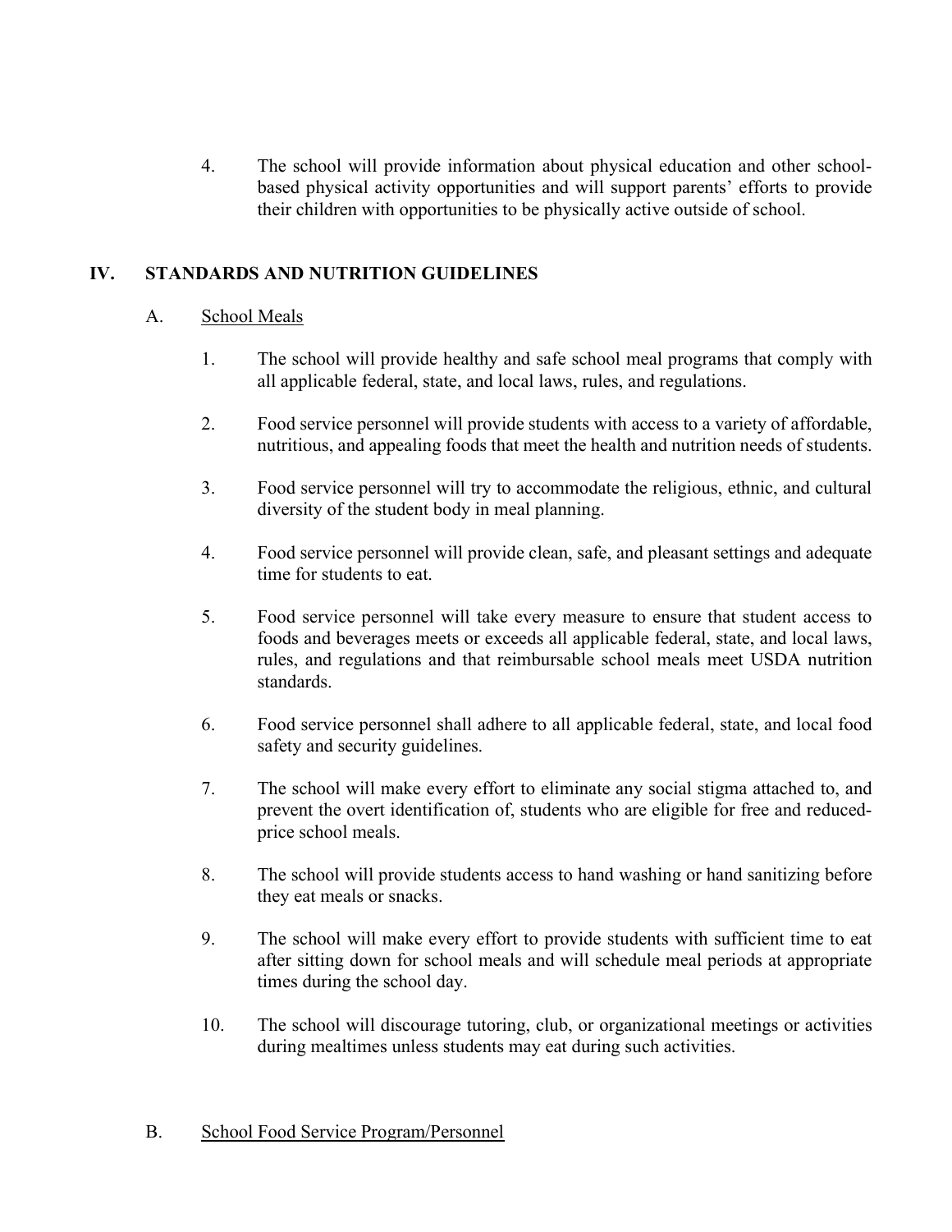4. The school will provide information about physical education and other school-based physical activity opportunities and will support parents' efforts to provide their children with opportunities to be physically active outside of school.

## IV. STANDARDS AND NUTRITION GUIDELINES

### A. School Meals

1. The school will provide healthy and safe school meal programs that comply with all applicable federal, state, and local laws, rules, and regulations.

2. Food service personnel will provide students with access to a variety of affordable, nutritious, and appealing foods that meet the health and nutrition needs of students.

3. Food service personnel will try to accommodate the religious, ethnic, and cultural diversity of the student body in meal planning.

4. Food service personnel will provide clean, safe, and pleasant settings and adequate time for students to eat.

5. Food service personnel will take every measure to ensure that student access to foods and beverages meets or exceeds all applicable federal, state, and local laws, rules, and regulations and that reimbursable school meals meet USDA nutrition standards.

6. Food service personnel shall adhere to all applicable federal, state, and local food safety and security guidelines.

7. The school will make every effort to eliminate any social stigma attached to, and prevent the overt identification of, students who are eligible for free and reduced-price school meals.

8. The school will provide students access to hand washing or hand sanitizing before they eat meals or snacks.

9. The school will make every effort to provide students with sufficient time to eat after sitting down for school meals and will schedule meal periods at appropriate times during the school day.

10. The school will discourage tutoring, club, or organizational meetings or activities during mealtimes unless students may eat during such activities.

### B. School Food Service Program/Personnel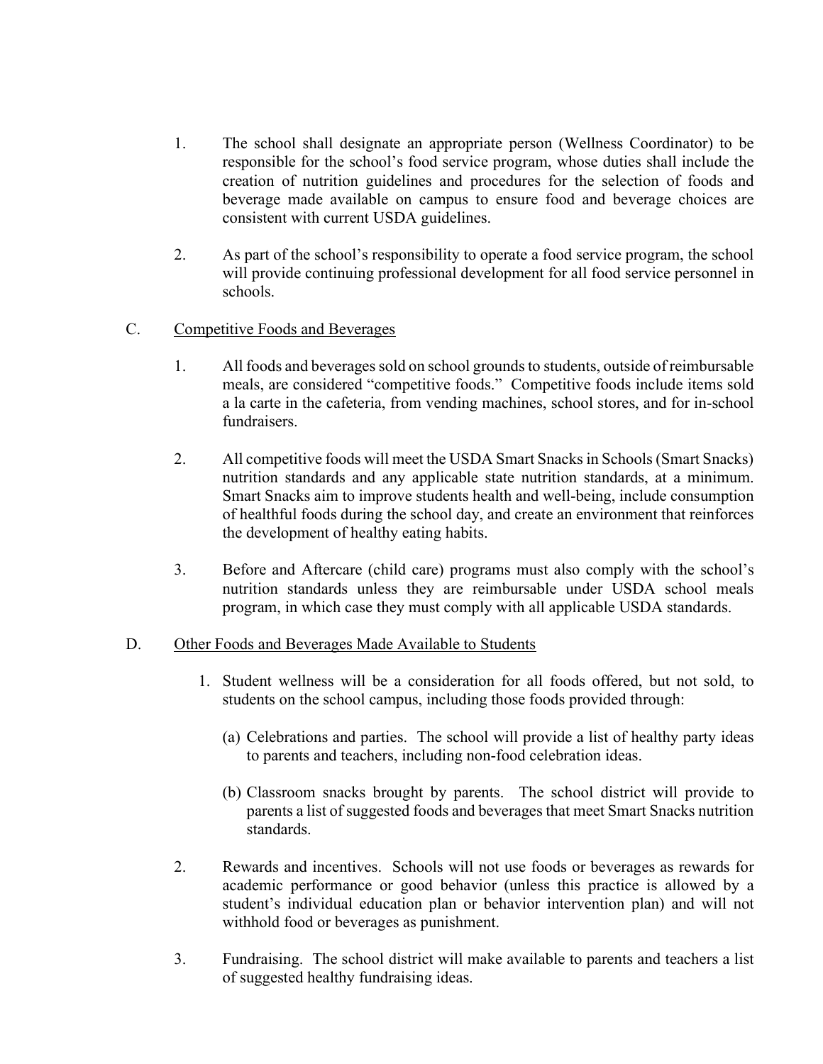1. The school shall designate an appropriate person (Wellness Coordinator) to be responsible for the school's food service program, whose duties shall include the creation of nutrition guidelines and procedures for the selection of foods and beverage made available on campus to ensure food and beverage choices are consistent with current USDA guidelines.

2. As part of the school's responsibility to operate a food service program, the school will provide continuing professional development for all food service personnel in schools.

C. <u>Competitive Foods and Beverages</u>

1. All foods and beverages sold on school grounds to students, outside of reimbursable meals, are considered "competitive foods." Competitive foods include items sold a la carte in the cafeteria, from vending machines, school stores, and for in-school fundraisers.

2. All competitive foods will meet the USDA Smart Snacks in Schools (Smart Snacks) nutrition standards and any applicable state nutrition standards, at a minimum. Smart Snacks aim to improve students health and well-being, include consumption of healthful foods during the school day, and create an environment that reinforces the development of healthy eating habits.

3. Before and Aftercare (child care) programs must also comply with the school's nutrition standards unless they are reimbursable under USDA school meals program, in which case they must comply with all applicable USDA standards.

D. <u>Other Foods and Beverages Made Available to Students</u>

1. Student wellness will be a consideration for all foods offered, but not sold, to students on the school campus, including those foods provided through:

   (a) Celebrations and parties. The school will provide a list of healthy party ideas to parents and teachers, including non-food celebration ideas.

   (b) Classroom snacks brought by parents. The school district will provide to parents a list of suggested foods and beverages that meet Smart Snacks nutrition standards.

2. Rewards and incentives. Schools will not use foods or beverages as rewards for academic performance or good behavior (unless this practice is allowed by a student's individual education plan or behavior intervention plan) and will not withhold food or beverages as punishment.

3. Fundraising. The school district will make available to parents and teachers a list of suggested healthy fundraising ideas.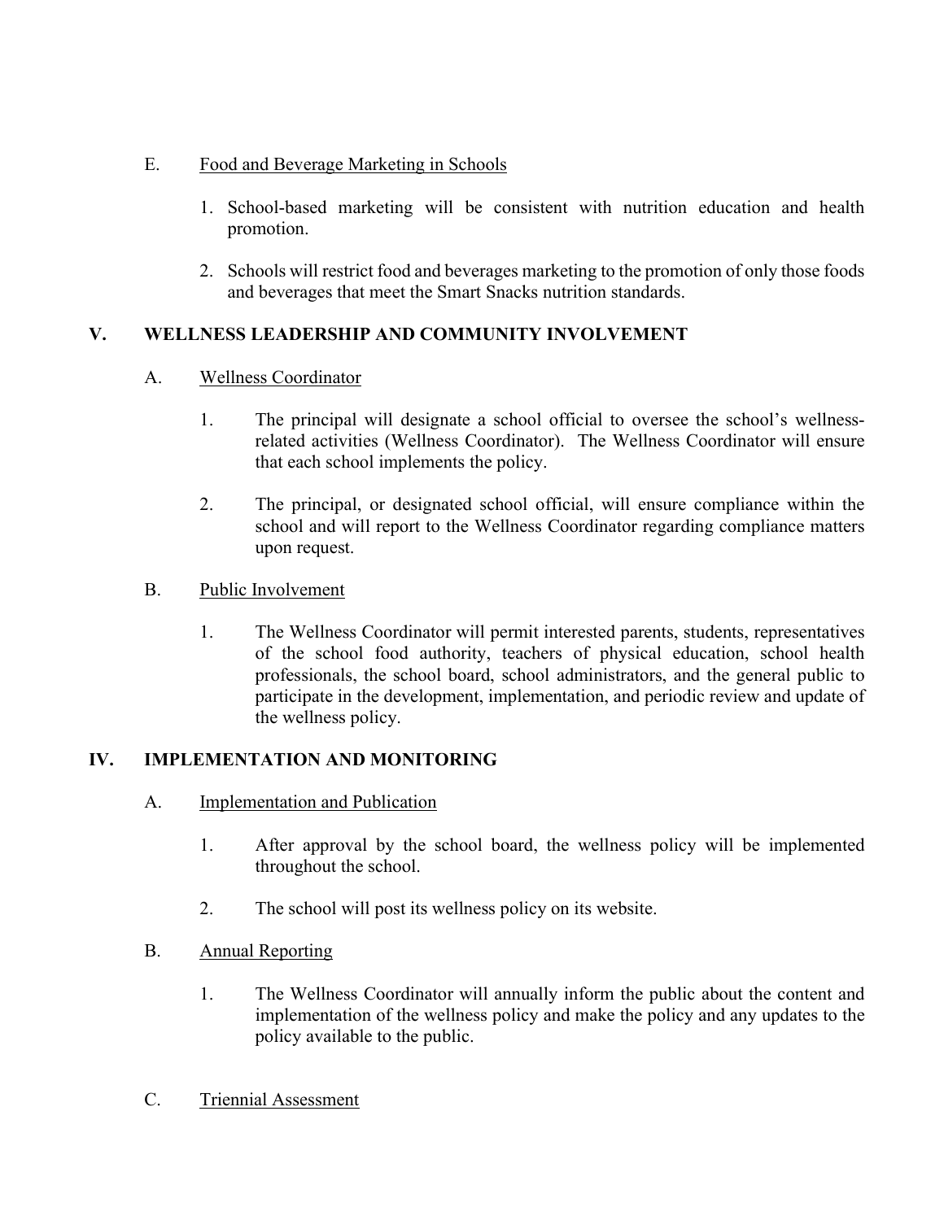E. <u>Food and Beverage Marketing in Schools</u>

1. School-based marketing will be consistent with nutrition education and health promotion.

2. Schools will restrict food and beverages marketing to the promotion of only those foods and beverages that meet the Smart Snacks nutrition standards.

## V. WELLNESS LEADERSHIP AND COMMUNITY INVOLVEMENT

A. <u>Wellness Coordinator</u>

1. The principal will designate a school official to oversee the school's wellness-related activities (Wellness Coordinator). The Wellness Coordinator will ensure that each school implements the policy.

2. The principal, or designated school official, will ensure compliance within the school and will report to the Wellness Coordinator regarding compliance matters upon request.

B. <u>Public Involvement</u>

1. The Wellness Coordinator will permit interested parents, students, representatives of the school food authority, teachers of physical education, school health professionals, the school board, school administrators, and the general public to participate in the development, implementation, and periodic review and update of the wellness policy.

## IV. IMPLEMENTATION AND MONITORING

A. <u>Implementation and Publication</u>

1. After approval by the school board, the wellness policy will be implemented throughout the school.

2. The school will post its wellness policy on its website.

B. <u>Annual Reporting</u>

1. The Wellness Coordinator will annually inform the public about the content and implementation of the wellness policy and make the policy and any updates to the policy available to the public.

C. <u>Triennial Assessment</u>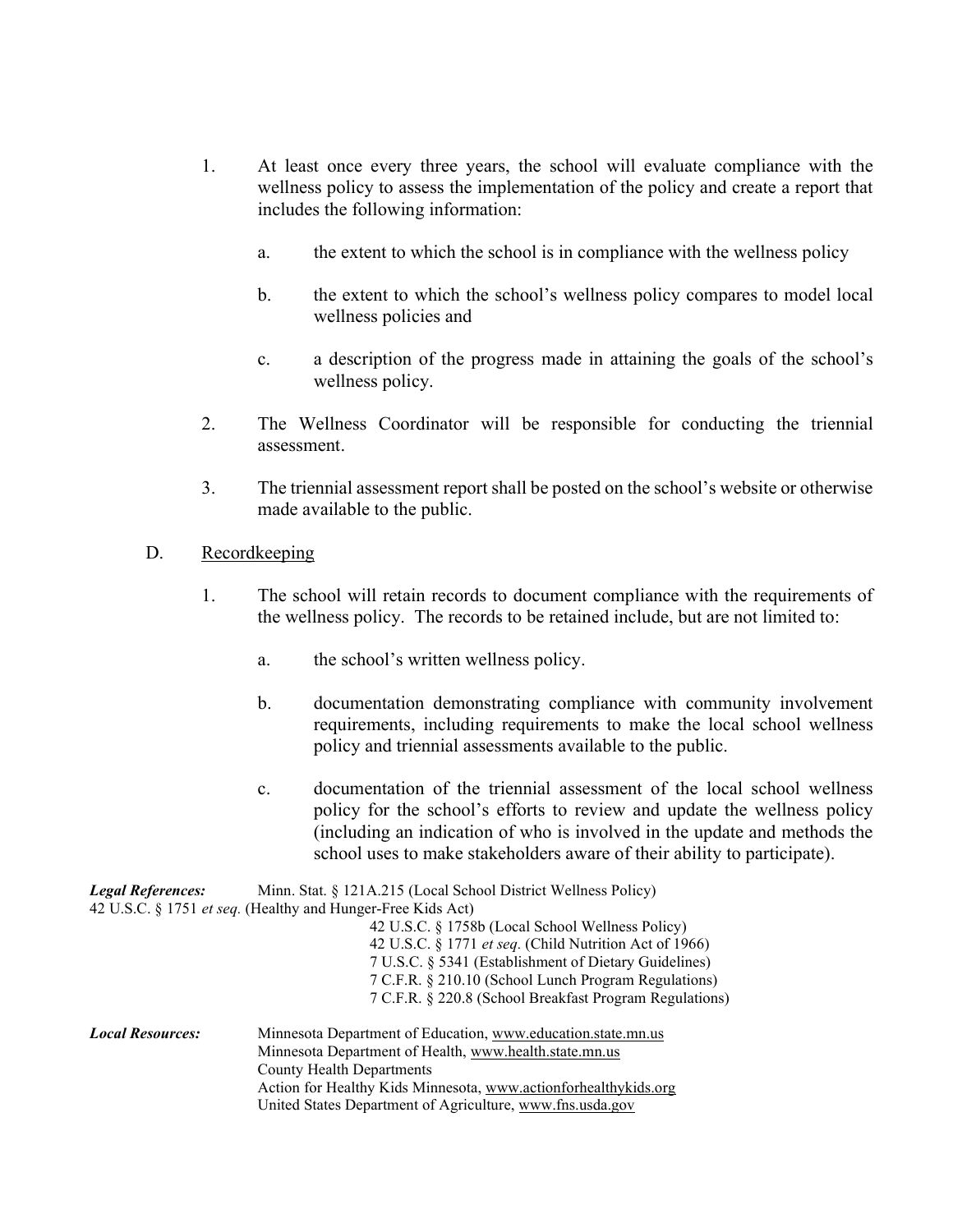1. At least once every three years, the school will evaluate compliance with the wellness policy to assess the implementation of the policy and create a report that includes the following information:

    a. the extent to which the school is in compliance with the wellness policy

    b. the extent to which the school's wellness policy compares to model local wellness policies and

    c. a description of the progress made in attaining the goals of the school's wellness policy.

2. The Wellness Coordinator will be responsible for conducting the triennial assessment.

3. The triennial assessment report shall be posted on the school's website or otherwise made available to the public.

D. <u>Recordkeeping</u>

1. The school will retain records to document compliance with the requirements of the wellness policy. The records to be retained include, but are not limited to:

    a. the school's written wellness policy.

    b. documentation demonstrating compliance with community involvement requirements, including requirements to make the local school wellness policy and triennial assessments available to the public.

    c. documentation of the triennial assessment of the local school wellness policy for the school's efforts to review and update the wellness policy (including an indication of who is involved in the update and methods the school uses to make stakeholders aware of their ability to participate).

***Legal References:*** Minn. Stat. § 121A.215 (Local School District Wellness Policy)
42 U.S.C. § 1751 *et seq.* (Healthy and Hunger-Free Kids Act)
42 U.S.C. § 1758b (Local School Wellness Policy)
42 U.S.C. § 1771 *et seq.* (Child Nutrition Act of 1966)
7 U.S.C. § 5341 (Establishment of Dietary Guidelines)
7 C.F.R. § 210.10 (School Lunch Program Regulations)
7 C.F.R. § 220.8 (School Breakfast Program Regulations)

***Local Resources:*** Minnesota Department of Education, <u>www.education.state.mn.us</u>
Minnesota Department of Health, <u>www.health.state.mn.us</u>
County Health Departments
Action for Healthy Kids Minnesota, <u>www.actionforhealthykids.org</u>
United States Department of Agriculture, <u>www.fns.usda.gov</u>